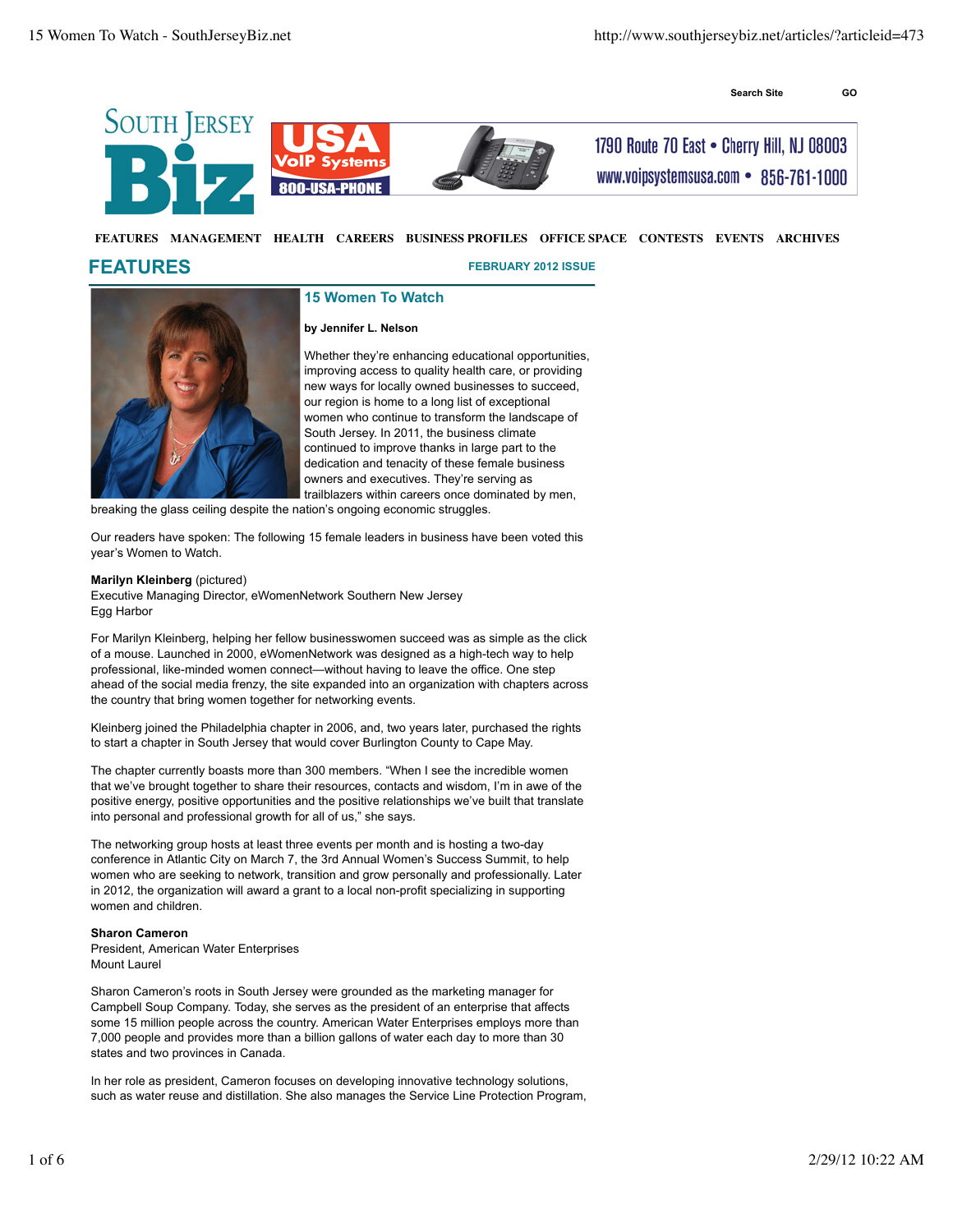# FEATURES

**FEBRUARY 2012 ISSUE**

## 15 Women To Watch

**by Jennifer L. Nelson**

Whether they're enhancing educational opportunities, improving access to quality health care, or providing new ways for locally owned businesses to succeed, our region is home to a long list of exceptional women who continue to transform the landscape of South Jersey. In 2011, the business climate continued to improve thanks in large part to the dedication and tenacity of these female business owners and executives. They're serving as trailblazers within careers once dominated by men, breaking the glass ceiling despite the nation's ongoing economic struggles.

Our readers have spoken: The following 15 female leaders in business have been voted this year's Women to Watch.

**Marilyn Kleinberg** (pictured)
Executive Managing Director, eWomenNetwork Southern New Jersey
Egg Harbor

For Marilyn Kleinberg, helping her fellow businesswomen succeed was as simple as the click of a mouse. Launched in 2000, eWomenNetwork was designed as a high-tech way to help professional, like-minded women connect—without having to leave the office. One step ahead of the social media frenzy, the site expanded into an organization with chapters across the country that bring women together for networking events.

Kleinberg joined the Philadelphia chapter in 2006, and, two years later, purchased the rights to start a chapter in South Jersey that would cover Burlington County to Cape May.

The chapter currently boasts more than 300 members. "When I see the incredible women that we've brought together to share their resources, contacts and wisdom, I'm in awe of the positive energy, positive opportunities and the positive relationships we've built that translate into personal and professional growth for all of us," she says.

The networking group hosts at least three events per month and is hosting a two-day conference in Atlantic City on March 7, the 3rd Annual Women's Success Summit, to help women who are seeking to network, transition and grow personally and professionally. Later in 2012, the organization will award a grant to a local non-profit specializing in supporting women and children.

**Sharon Cameron**
President, American Water Enterprises
Mount Laurel

Sharon Cameron's roots in South Jersey were grounded as the marketing manager for Campbell Soup Company. Today, she serves as the president of an enterprise that affects some 15 million people across the country. American Water Enterprises employs more than 7,000 people and provides more than a billion gallons of water each day to more than 30 states and two provinces in Canada.

In her role as president, Cameron focuses on developing innovative technology solutions, such as water reuse and distillation. She also manages the Service Line Protection Program,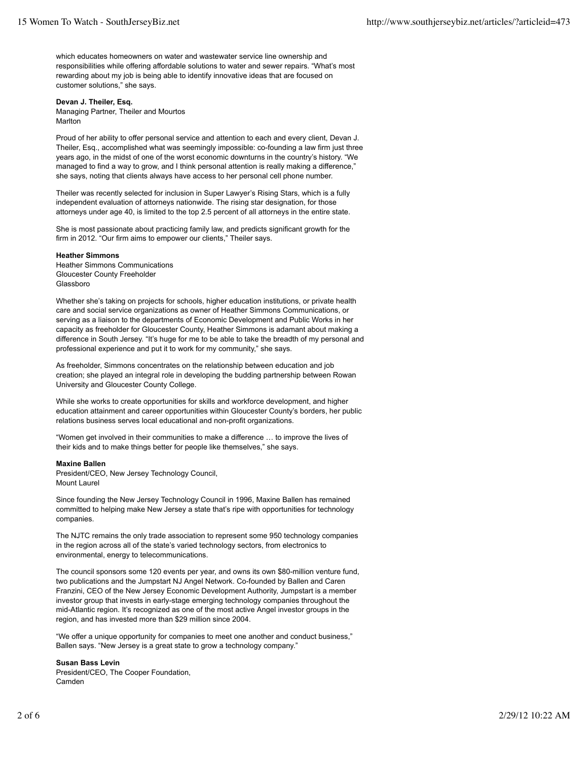which educates homeowners on water and wastewater service line ownership and responsibilities while offering affordable solutions to water and sewer repairs. "What's most rewarding about my job is being able to identify innovative ideas that are focused on customer solutions," she says.

**Devan J. Theiler, Esq.**
Managing Partner, Theiler and Mourtos
Marlton

Proud of her ability to offer personal service and attention to each and every client, Devan J. Theiler, Esq., accomplished what was seemingly impossible: co-founding a law firm just three years ago, in the midst of one of the worst economic downturns in the country's history. "We managed to find a way to grow, and I think personal attention is really making a difference," she says, noting that clients always have access to her personal cell phone number.

Theiler was recently selected for inclusion in Super Lawyer's Rising Stars, which is a fully independent evaluation of attorneys nationwide. The rising star designation, for those attorneys under age 40, is limited to the top 2.5 percent of all attorneys in the entire state.

She is most passionate about practicing family law, and predicts significant growth for the firm in 2012. "Our firm aims to empower our clients," Theiler says.

**Heather Simmons**
Heather Simmons Communications
Gloucester County Freeholder
Glassboro

Whether she's taking on projects for schools, higher education institutions, or private health care and social service organizations as owner of Heather Simmons Communications, or serving as a liaison to the departments of Economic Development and Public Works in her capacity as freeholder for Gloucester County, Heather Simmons is adamant about making a difference in South Jersey. "It's huge for me to be able to take the breadth of my personal and professional experience and put it to work for my community," she says.

As freeholder, Simmons concentrates on the relationship between education and job creation; she played an integral role in developing the budding partnership between Rowan University and Gloucester County College.

While she works to create opportunities for skills and workforce development, and higher education attainment and career opportunities within Gloucester County's borders, her public relations business serves local educational and non-profit organizations.

"Women get involved in their communities to make a difference … to improve the lives of their kids and to make things better for people like themselves," she says.

**Maxine Ballen**
President/CEO, New Jersey Technology Council,
Mount Laurel

Since founding the New Jersey Technology Council in 1996, Maxine Ballen has remained committed to helping make New Jersey a state that's ripe with opportunities for technology companies.

The NJTC remains the only trade association to represent some 950 technology companies in the region across all of the state's varied technology sectors, from electronics to environmental, energy to telecommunications.

The council sponsors some 120 events per year, and owns its own $80-million venture fund, two publications and the Jumpstart NJ Angel Network. Co-founded by Ballen and Caren Franzini, CEO of the New Jersey Economic Development Authority, Jumpstart is a member investor group that invests in early-stage emerging technology companies throughout the mid-Atlantic region. It's recognized as one of the most active Angel investor groups in the region, and has invested more than $29 million since 2004.

"We offer a unique opportunity for companies to meet one another and conduct business," Ballen says. "New Jersey is a great state to grow a technology company."

**Susan Bass Levin**
President/CEO, The Cooper Foundation,
Camden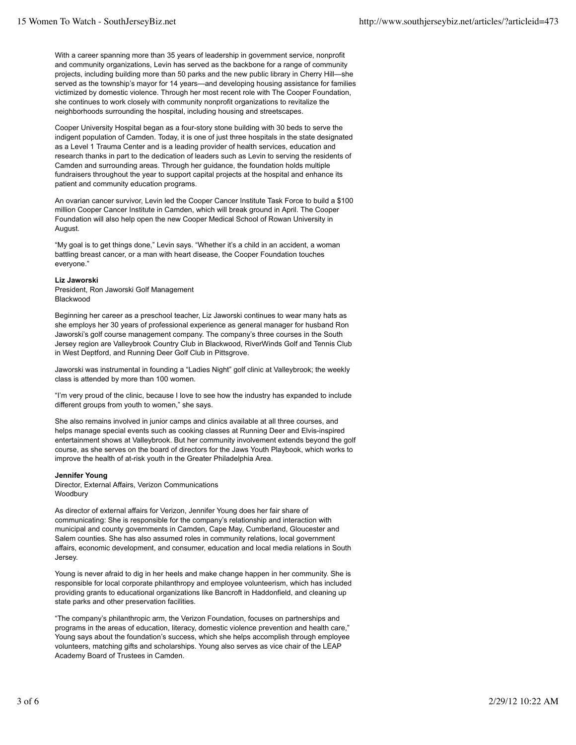With a career spanning more than 35 years of leadership in government service, nonprofit and community organizations, Levin has served as the backbone for a range of community projects, including building more than 50 parks and the new public library in Cherry Hill—she served as the township's mayor for 14 years—and developing housing assistance for families victimized by domestic violence. Through her most recent role with The Cooper Foundation, she continues to work closely with community nonprofit organizations to revitalize the neighborhoods surrounding the hospital, including housing and streetscapes.

Cooper University Hospital began as a four-story stone building with 30 beds to serve the indigent population of Camden. Today, it is one of just three hospitals in the state designated as a Level 1 Trauma Center and is a leading provider of health services, education and research thanks in part to the dedication of leaders such as Levin to serving the residents of Camden and surrounding areas. Through her guidance, the foundation holds multiple fundraisers throughout the year to support capital projects at the hospital and enhance its patient and community education programs.

An ovarian cancer survivor, Levin led the Cooper Cancer Institute Task Force to build a $100 million Cooper Cancer Institute in Camden, which will break ground in April. The Cooper Foundation will also help open the new Cooper Medical School of Rowan University in August.

"My goal is to get things done," Levin says. "Whether it's a child in an accident, a woman battling breast cancer, or a man with heart disease, the Cooper Foundation touches everyone."

**Liz Jaworski**
President, Ron Jaworski Golf Management
Blackwood

Beginning her career as a preschool teacher, Liz Jaworski continues to wear many hats as she employs her 30 years of professional experience as general manager for husband Ron Jaworski's golf course management company. The company's three courses in the South Jersey region are Valleybrook Country Club in Blackwood, RiverWinds Golf and Tennis Club in West Deptford, and Running Deer Golf Club in Pittsgrove.

Jaworski was instrumental in founding a "Ladies Night" golf clinic at Valleybrook; the weekly class is attended by more than 100 women.

"I'm very proud of the clinic, because I love to see how the industry has expanded to include different groups from youth to women," she says.

She also remains involved in junior camps and clinics available at all three courses, and helps manage special events such as cooking classes at Running Deer and Elvis-inspired entertainment shows at Valleybrook. But her community involvement extends beyond the golf course, as she serves on the board of directors for the Jaws Youth Playbook, which works to improve the health of at-risk youth in the Greater Philadelphia Area.

**Jennifer Young**
Director, External Affairs, Verizon Communications
Woodbury

As director of external affairs for Verizon, Jennifer Young does her fair share of communicating: She is responsible for the company's relationship and interaction with municipal and county governments in Camden, Cape May, Cumberland, Gloucester and Salem counties. She has also assumed roles in community relations, local government affairs, economic development, and consumer, education and local media relations in South Jersey.

Young is never afraid to dig in her heels and make change happen in her community. She is responsible for local corporate philanthropy and employee volunteerism, which has included providing grants to educational organizations like Bancroft in Haddonfield, and cleaning up state parks and other preservation facilities.

"The company's philanthropic arm, the Verizon Foundation, focuses on partnerships and programs in the areas of education, literacy, domestic violence prevention and health care," Young says about the foundation's success, which she helps accomplish through employee volunteers, matching gifts and scholarships. Young also serves as vice chair of the LEAP Academy Board of Trustees in Camden.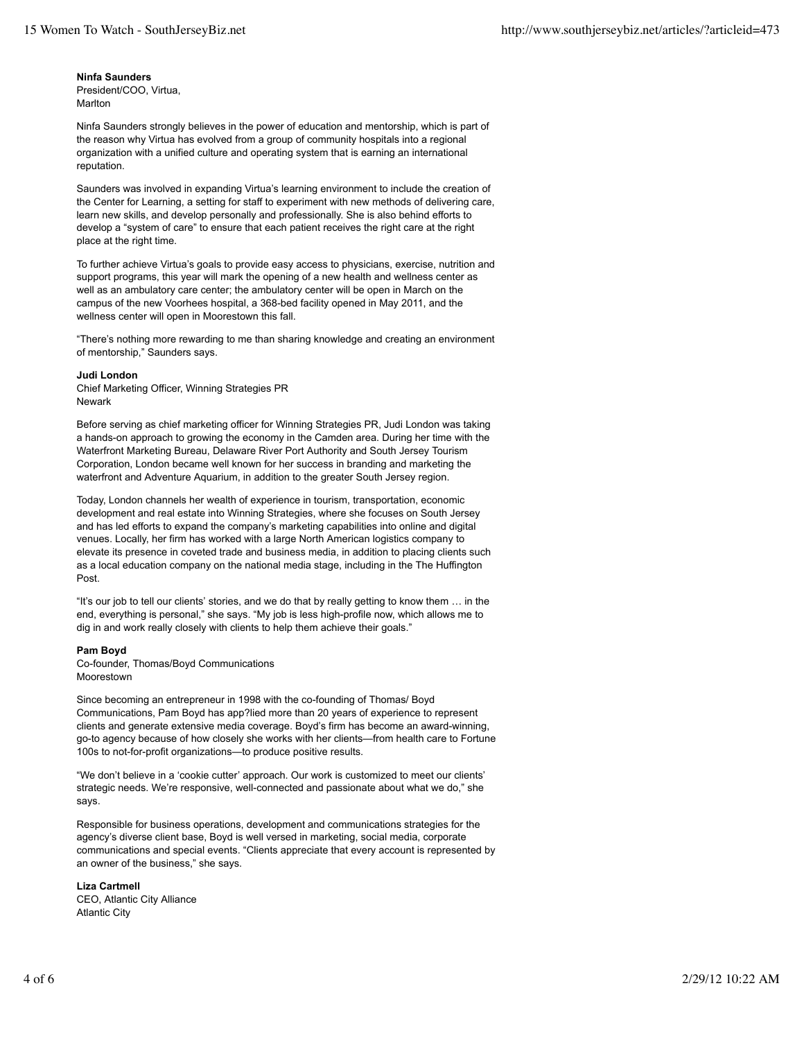**Ninfa Saunders**
President/COO, Virtua,
Marlton

Ninfa Saunders strongly believes in the power of education and mentorship, which is part of the reason why Virtua has evolved from a group of community hospitals into a regional organization with a unified culture and operating system that is earning an international reputation.

Saunders was involved in expanding Virtua's learning environment to include the creation of the Center for Learning, a setting for staff to experiment with new methods of delivering care, learn new skills, and develop personally and professionally. She is also behind efforts to develop a "system of care" to ensure that each patient receives the right care at the right place at the right time.

To further achieve Virtua's goals to provide easy access to physicians, exercise, nutrition and support programs, this year will mark the opening of a new health and wellness center as well as an ambulatory care center; the ambulatory center will be open in March on the campus of the new Voorhees hospital, a 368-bed facility opened in May 2011, and the wellness center will open in Moorestown this fall.

"There's nothing more rewarding to me than sharing knowledge and creating an environment of mentorship," Saunders says.

**Judi London**
Chief Marketing Officer, Winning Strategies PR
Newark

Before serving as chief marketing officer for Winning Strategies PR, Judi London was taking a hands-on approach to growing the economy in the Camden area. During her time with the Waterfront Marketing Bureau, Delaware River Port Authority and South Jersey Tourism Corporation, London became well known for her success in branding and marketing the waterfront and Adventure Aquarium, in addition to the greater South Jersey region.

Today, London channels her wealth of experience in tourism, transportation, economic development and real estate into Winning Strategies, where she focuses on South Jersey and has led efforts to expand the company's marketing capabilities into online and digital venues. Locally, her firm has worked with a large North American logistics company to elevate its presence in coveted trade and business media, in addition to placing clients such as a local education company on the national media stage, including in the The Huffington Post.

"It's our job to tell our clients' stories, and we do that by really getting to know them … in the end, everything is personal," she says. "My job is less high-profile now, which allows me to dig in and work really closely with clients to help them achieve their goals."

**Pam Boyd**
Co-founder, Thomas/Boyd Communications
Moorestown

Since becoming an entrepreneur in 1998 with the co-founding of Thomas/ Boyd Communications, Pam Boyd has app?lied more than 20 years of experience to represent clients and generate extensive media coverage. Boyd's firm has become an award-winning, go-to agency because of how closely she works with her clients—from health care to Fortune 100s to not-for-profit organizations—to produce positive results.

"We don't believe in a 'cookie cutter' approach. Our work is customized to meet our clients' strategic needs. We're responsive, well-connected and passionate about what we do," she says.

Responsible for business operations, development and communications strategies for the agency's diverse client base, Boyd is well versed in marketing, social media, corporate communications and special events. "Clients appreciate that every account is represented by an owner of the business," she says.

**Liza Cartmell**
CEO, Atlantic City Alliance
Atlantic City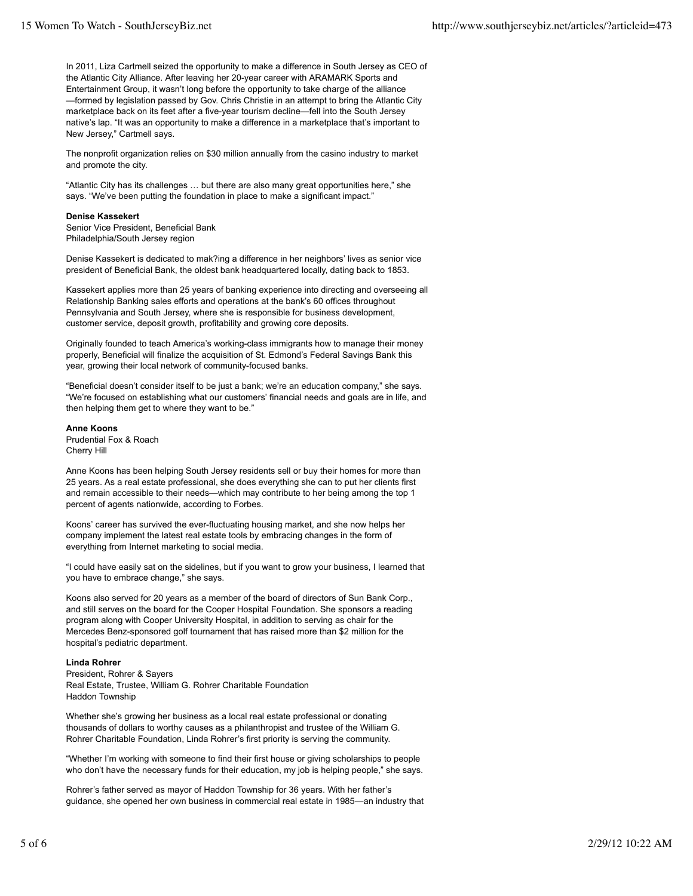In 2011, Liza Cartmell seized the opportunity to make a difference in South Jersey as CEO of the Atlantic City Alliance. After leaving her 20-year career with ARAMARK Sports and Entertainment Group, it wasn't long before the opportunity to take charge of the alliance —formed by legislation passed by Gov. Chris Christie in an attempt to bring the Atlantic City marketplace back on its feet after a five-year tourism decline—fell into the South Jersey native's lap. "It was an opportunity to make a difference in a marketplace that's important to New Jersey," Cartmell says.

The nonprofit organization relies on $30 million annually from the casino industry to market and promote the city.

"Atlantic City has its challenges … but there are also many great opportunities here," she says. "We've been putting the foundation in place to make a significant impact."

**Denise Kassekert**
Senior Vice President, Beneficial Bank
Philadelphia/South Jersey region

Denise Kassekert is dedicated to mak?ing a difference in her neighbors' lives as senior vice president of Beneficial Bank, the oldest bank headquartered locally, dating back to 1853.

Kassekert applies more than 25 years of banking experience into directing and overseeing all Relationship Banking sales efforts and operations at the bank's 60 offices throughout Pennsylvania and South Jersey, where she is responsible for business development, customer service, deposit growth, profitability and growing core deposits.

Originally founded to teach America's working-class immigrants how to manage their money properly, Beneficial will finalize the acquisition of St. Edmond's Federal Savings Bank this year, growing their local network of community-focused banks.

"Beneficial doesn't consider itself to be just a bank; we're an education company," she says. "We're focused on establishing what our customers' financial needs and goals are in life, and then helping them get to where they want to be."

**Anne Koons**
Prudential Fox & Roach
Cherry Hill

Anne Koons has been helping South Jersey residents sell or buy their homes for more than 25 years. As a real estate professional, she does everything she can to put her clients first and remain accessible to their needs—which may contribute to her being among the top 1 percent of agents nationwide, according to Forbes.

Koons' career has survived the ever-fluctuating housing market, and she now helps her company implement the latest real estate tools by embracing changes in the form of everything from Internet marketing to social media.

"I could have easily sat on the sidelines, but if you want to grow your business, I learned that you have to embrace change," she says.

Koons also served for 20 years as a member of the board of directors of Sun Bank Corp., and still serves on the board for the Cooper Hospital Foundation. She sponsors a reading program along with Cooper University Hospital, in addition to serving as chair for the Mercedes Benz-sponsored golf tournament that has raised more than $2 million for the hospital's pediatric department.

**Linda Rohrer**
President, Rohrer & Sayers
Real Estate, Trustee, William G. Rohrer Charitable Foundation
Haddon Township

Whether she's growing her business as a local real estate professional or donating thousands of dollars to worthy causes as a philanthropist and trustee of the William G. Rohrer Charitable Foundation, Linda Rohrer's first priority is serving the community.

"Whether I'm working with someone to find their first house or giving scholarships to people who don't have the necessary funds for their education, my job is helping people," she says.

Rohrer's father served as mayor of Haddon Township for 36 years. With her father's guidance, she opened her own business in commercial real estate in 1985—an industry that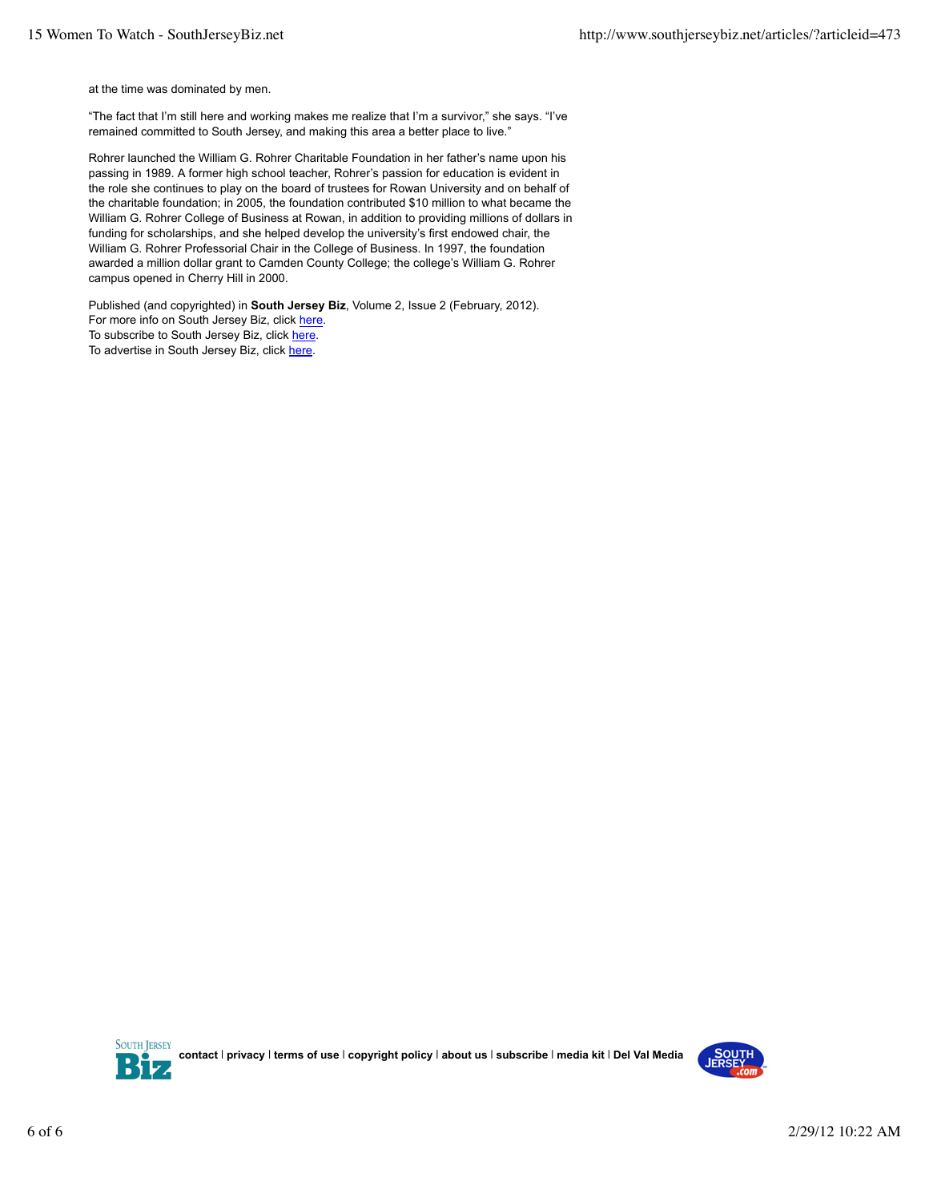at the time was dominated by men.

"The fact that I'm still here and working makes me realize that I'm a survivor," she says. "I've remained committed to South Jersey, and making this area a better place to live."

Rohrer launched the William G. Rohrer Charitable Foundation in her father's name upon his passing in 1989. A former high school teacher, Rohrer's passion for education is evident in the role she continues to play on the board of trustees for Rowan University and on behalf of the charitable foundation; in 2005, the foundation contributed $10 million to what became the William G. Rohrer College of Business at Rowan, in addition to providing millions of dollars in funding for scholarships, and she helped develop the university's first endowed chair, the William G. Rohrer Professorial Chair in the College of Business. In 1997, the foundation awarded a million dollar grant to Camden County College; the college's William G. Rohrer campus opened in Cherry Hill in 2000.

Published (and copyrighted) in **South Jersey Biz**, Volume 2, Issue 2 (February, 2012).
For more info on South Jersey Biz, click here.
To subscribe to South Jersey Biz, click here.
To advertise in South Jersey Biz, click here.

**contact** | **privacy** | **terms of use** | **copyright policy** | **about us** | **subscribe** | **media kit** | **Del Val Media**